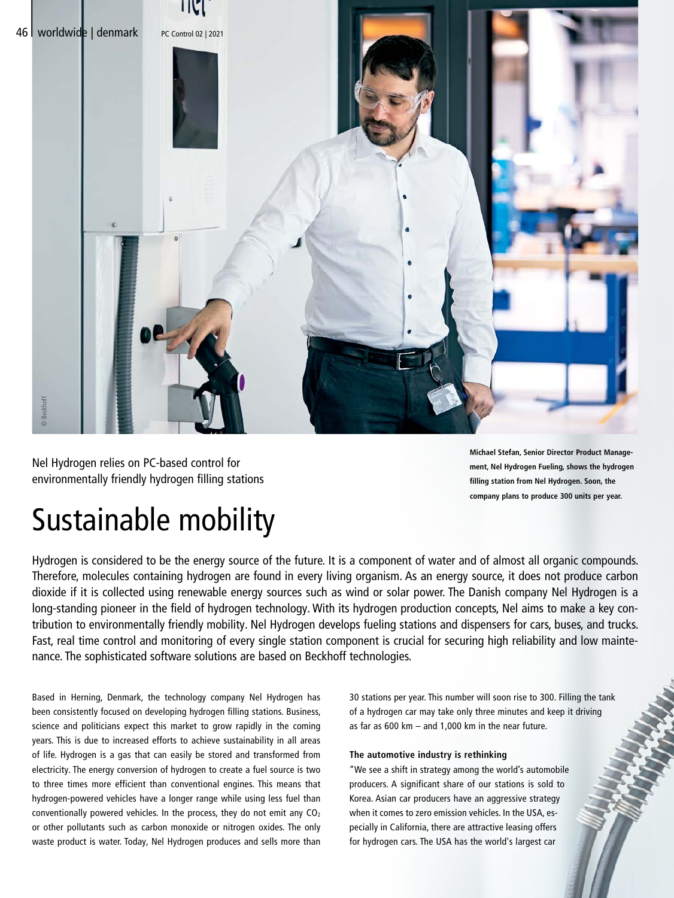Nel Hydrogen relies on PC-based control for environmentally friendly hydrogen filling stations

# Sustainable mobility

**Michael Stefan, Senior Director Product Management, Nel Hydrogen Fueling, shows the hydrogen filling station from Nel Hydrogen. Soon, the company plans to produce 300 units per year.**

Hydrogen is considered to be the energy source of the future. It is a component of water and of almost all organic compounds. Therefore, molecules containing hydrogen are found in every living organism. As an energy source, it does not produce carbon dioxide if it is collected using renewable energy sources such as wind or solar power. The Danish company Nel Hydrogen is a long-standing pioneer in the field of hydrogen technology. With its hydrogen production concepts, Nel aims to make a key contribution to environmentally friendly mobility. Nel Hydrogen develops fueling stations and dispensers for cars, buses, and trucks. Fast, real time control and monitoring of every single station component is crucial for securing high reliability and low maintenance. The sophisticated software solutions are based on Beckhoff technologies.

Based in Herning, Denmark, the technology company Nel Hydrogen has been consistently focused on developing hydrogen filling stations. Business, science and politicians expect this market to grow rapidly in the coming years. This is due to increased efforts to achieve sustainability in all areas of life. Hydrogen is a gas that can easily be stored and transformed from electricity. The energy conversion of hydrogen to create a fuel source is two to three times more efficient than conventional engines. This means that hydrogen-powered vehicles have a longer range while using less fuel than conventionally powered vehicles. In the process, they do not emit any $CO_2$ or other pollutants such as carbon monoxide or nitrogen oxides. The only waste product is water. Today, Nel Hydrogen produces and sells more than 30 stations per year. This number will soon rise to 300. Filling the tank of a hydrogen car may take only three minutes and keep it driving as far as 600 km – and 1,000 km in the near future.

### The automotive industry is rethinking

"We see a shift in strategy among the world's automobile producers. A significant share of our stations is sold to Korea. Asian car producers have an aggressive strategy when it comes to zero emission vehicles. In the USA, especially in California, there are attractive leasing offers for hydrogen cars. The USA has the world's largest car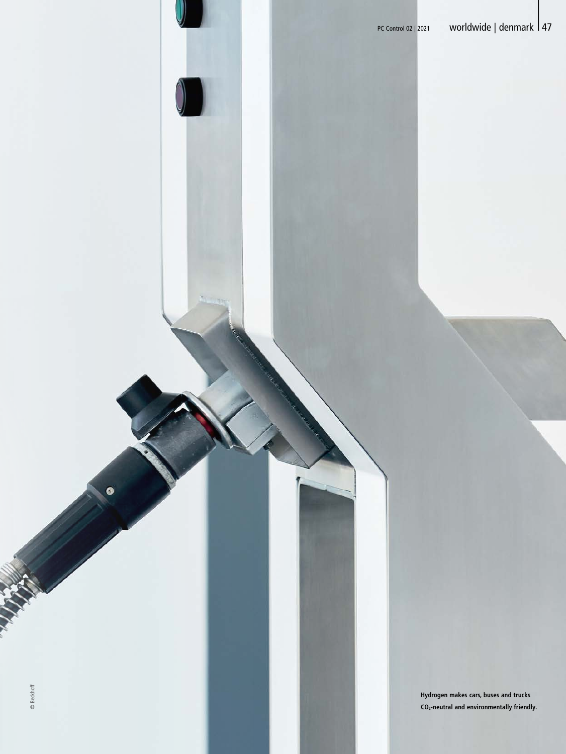Hydrogen makes cars, buses and trucks $CO_2$-neutral and environmentally friendly.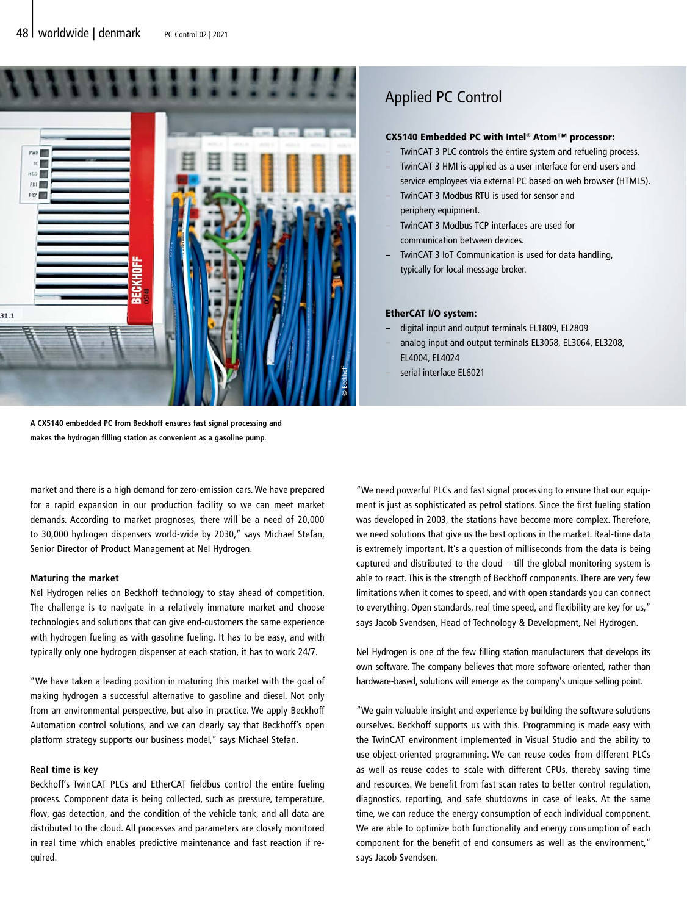## Applied PC Control

**CX5140 Embedded PC with Intel® Atom™ processor:**

- TwinCAT 3 PLC controls the entire system and refueling process.
- TwinCAT 3 HMI is applied as a user interface for end-users and service employees via external PC based on web browser (HTML5).
- TwinCAT 3 Modbus RTU is used for sensor and periphery equipment.
- TwinCAT 3 Modbus TCP interfaces are used for communication between devices.
- TwinCAT 3 IoT Communication is used for data handling, typically for local message broker.

**EtherCAT I/O system:**

- digital input and output terminals EL1809, EL2809
- analog input and output terminals EL3058, EL3064, EL3208, EL4004, EL4024
- serial interface EL6021

**A CX5140 embedded PC from Beckhoff ensures fast signal processing and makes the hydrogen filling station as convenient as a gasoline pump.**

market and there is a high demand for zero-emission cars. We have prepared for a rapid expansion in our production facility so we can meet market demands. According to market prognoses, there will be a need of 20,000 to 30,000 hydrogen dispensers world-wide by 2030," says Michael Stefan, Senior Director of Product Management at Nel Hydrogen.

**Maturing the market**

Nel Hydrogen relies on Beckhoff technology to stay ahead of competition. The challenge is to navigate in a relatively immature market and choose technologies and solutions that can give end-customers the same experience with hydrogen fueling as with gasoline fueling. It has to be easy, and with typically only one hydrogen dispenser at each station, it has to work 24/7.

"We have taken a leading position in maturing this market with the goal of making hydrogen a successful alternative to gasoline and diesel. Not only from an environmental perspective, but also in practice. We apply Beckhoff Automation control solutions, and we can clearly say that Beckhoff's open platform strategy supports our business model," says Michael Stefan.

**Real time is key**

Beckhoff's TwinCAT PLCs and EtherCAT fieldbus control the entire fueling process. Component data is being collected, such as pressure, temperature, flow, gas detection, and the condition of the vehicle tank, and all data are distributed to the cloud. All processes and parameters are closely monitored in real time which enables predictive maintenance and fast reaction if required.

"We need powerful PLCs and fast signal processing to ensure that our equipment is just as sophisticated as petrol stations. Since the first fueling station was developed in 2003, the stations have become more complex. Therefore, we need solutions that give us the best options in the market. Real-time data is extremely important. It's a question of milliseconds from the data is being captured and distributed to the cloud – till the global monitoring system is able to react. This is the strength of Beckhoff components. There are very few limitations when it comes to speed, and with open standards you can connect to everything. Open standards, real time speed, and flexibility are key for us," says Jacob Svendsen, Head of Technology & Development, Nel Hydrogen.

Nel Hydrogen is one of the few filling station manufacturers that develops its own software. The company believes that more software-oriented, rather than hardware-based, solutions will emerge as the company's unique selling point.

"We gain valuable insight and experience by building the software solutions ourselves. Beckhoff supports us with this. Programming is made easy with the TwinCAT environment implemented in Visual Studio and the ability to use object-oriented programming. We can reuse codes from different PLCs as well as reuse codes to scale with different CPUs, thereby saving time and resources. We benefit from fast scan rates to better control regulation, diagnostics, reporting, and safe shutdowns in case of leaks. At the same time, we can reduce the energy consumption of each individual component. We are able to optimize both functionality and energy consumption of each component for the benefit of end consumers as well as the environment," says Jacob Svendsen.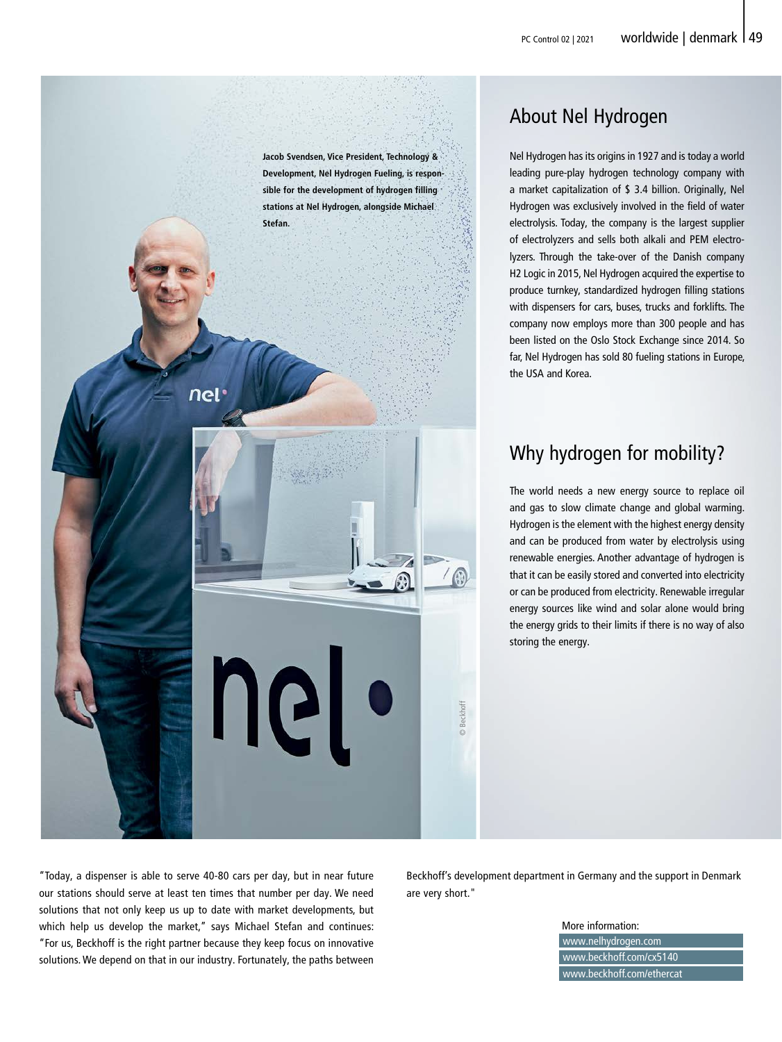Jacob Svendsen, Vice President, Technology & Development, Nel Hydrogen Fueling, is responsible for the development of hydrogen filling stations at Nel Hydrogen, alongside Michael Stefan.

© Beckhoff

## About Nel Hydrogen

Nel Hydrogen has its origins in 1927 and is today a world leading pure-play hydrogen technology company with a market capitalization of $ 3.4 billion. Originally, Nel Hydrogen was exclusively involved in the field of water electrolysis. Today, the company is the largest supplier of electrolyzers and sells both alkali and PEM electrolyzers. Through the take-over of the Danish company H2 Logic in 2015, Nel Hydrogen acquired the expertise to produce turnkey, standardized hydrogen filling stations with dispensers for cars, buses, trucks and forklifts. The company now employs more than 300 people and has been listed on the Oslo Stock Exchange since 2014. So far, Nel Hydrogen has sold 80 fueling stations in Europe, the USA and Korea.

## Why hydrogen for mobility?

The world needs a new energy source to replace oil and gas to slow climate change and global warming. Hydrogen is the element with the highest energy density and can be produced from water by electrolysis using renewable energies. Another advantage of hydrogen is that it can be easily stored and converted into electricity or can be produced from electricity. Renewable irregular energy sources like wind and solar alone would bring the energy grids to their limits if there is no way of also storing the energy.

"Today, a dispenser is able to serve 40-80 cars per day, but in near future our stations should serve at least ten times that number per day. We need solutions that not only keep us up to date with market developments, but which help us develop the market," says Michael Stefan and continues: "For us, Beckhoff is the right partner because they keep focus on innovative solutions. We depend on that in our industry. Fortunately, the paths between Beckhoff's development department in Germany and the support in Denmark are very short."

More information:
www.nelhydrogen.com
www.beckhoff.com/cx5140
www.beckhoff.com/ethercat